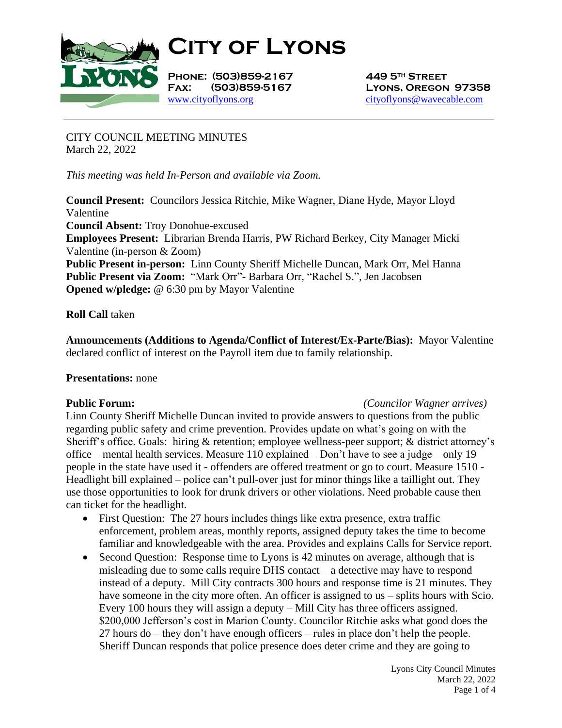# CITY OF LYONS

**PHONE: (503)859-2167**
**FAX: (503)859-5167**
www.cityoflyons.org

**449 5TH STREET**
**LYONS, OREGON 97358**
cityoflyons@wavecable.com

CITY COUNCIL MEETING MINUTES
March 22, 2022

*This meeting was held In-Person and available via Zoom.*

**Council Present:** Councilors Jessica Ritchie, Mike Wagner, Diane Hyde, Mayor Lloyd Valentine
**Council Absent:** Troy Donohue-excused
**Employees Present:** Librarian Brenda Harris, PW Richard Berkey, City Manager Micki Valentine (in-person & Zoom)
**Public Present in-person:** Linn County Sheriff Michelle Duncan, Mark Orr, Mel Hanna
**Public Present via Zoom:** "Mark Orr"- Barbara Orr, "Rachel S.", Jen Jacobsen
**Opened w/pledge:** @ 6:30 pm by Mayor Valentine

**Roll Call** taken

**Announcements (Additions to Agenda/Conflict of Interest/Ex-Parte/Bias):** Mayor Valentine declared conflict of interest on the Payroll item due to family relationship.

**Presentations:** none

**Public Forum:** *(Councilor Wagner arrives)*
Linn County Sheriff Michelle Duncan invited to provide answers to questions from the public regarding public safety and crime prevention. Provides update on what's going on with the Sheriff's office. Goals: hiring & retention; employee wellness-peer support; & district attorney's office – mental health services. Measure 110 explained – Don't have to see a judge – only 19 people in the state have used it - offenders are offered treatment or go to court. Measure 1510 - Headlight bill explained – police can't pull-over just for minor things like a taillight out. They use those opportunities to look for drunk drivers or other violations. Need probable cause then can ticket for the headlight.

- First Question: The 27 hours includes things like extra presence, extra traffic enforcement, problem areas, monthly reports, assigned deputy takes the time to become familiar and knowledgeable with the area. Provides and explains Calls for Service report.
- Second Question: Response time to Lyons is 42 minutes on average, although that is misleading due to some calls require DHS contact – a detective may have to respond instead of a deputy. Mill City contracts 300 hours and response time is 21 minutes. They have someone in the city more often. An officer is assigned to us – splits hours with Scio. Every 100 hours they will assign a deputy – Mill City has three officers assigned. $200,000 Jefferson's cost in Marion County. Councilor Ritchie asks what good does the 27 hours do – they don't have enough officers – rules in place don't help the people. Sheriff Duncan responds that police presence does deter crime and they are going to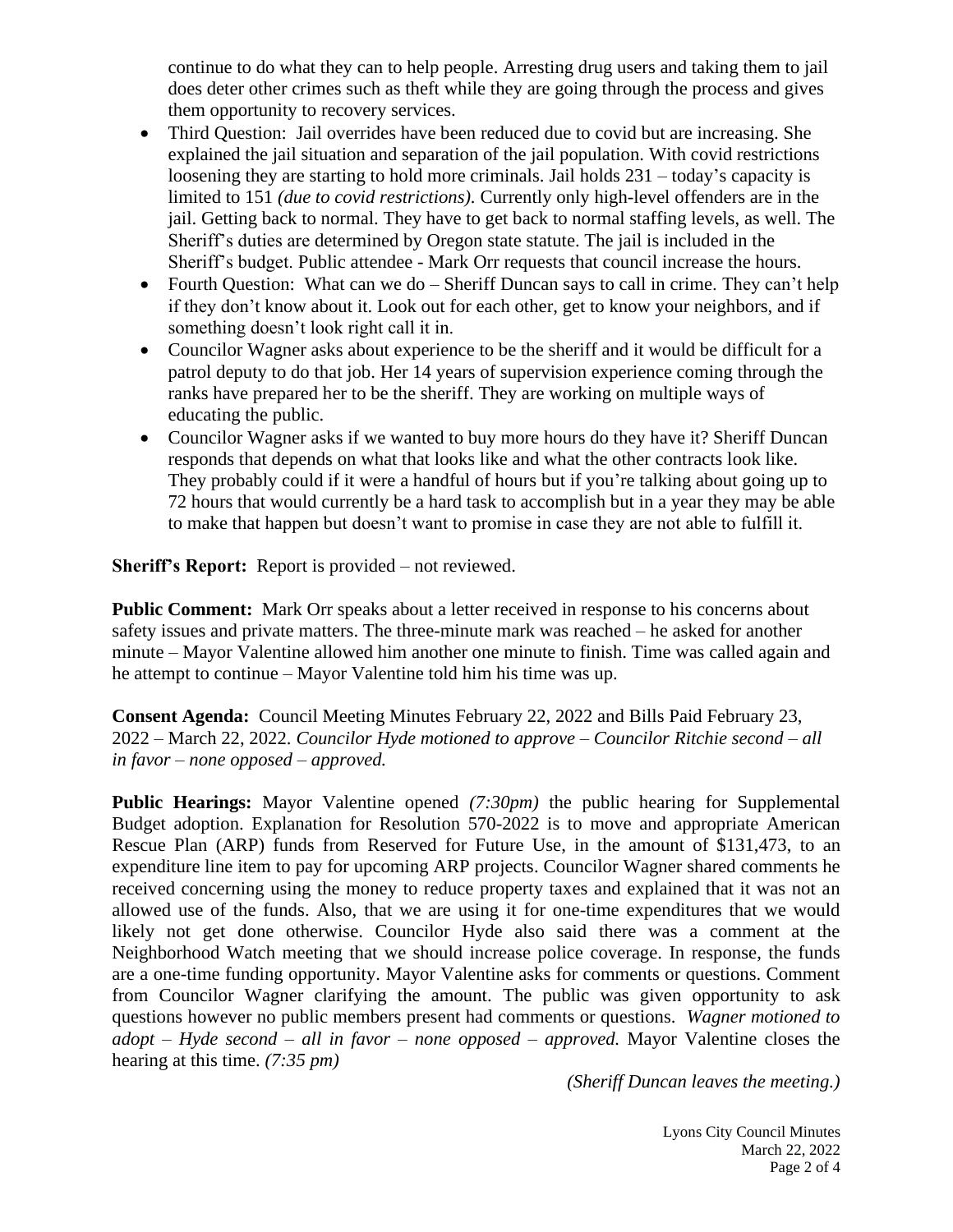continue to do what they can to help people. Arresting drug users and taking them to jail does deter other crimes such as theft while they are going through the process and gives them opportunity to recovery services.

- Third Question: Jail overrides have been reduced due to covid but are increasing. She explained the jail situation and separation of the jail population. With covid restrictions loosening they are starting to hold more criminals. Jail holds 231 – today's capacity is limited to 151 *(due to covid restrictions).* Currently only high-level offenders are in the jail. Getting back to normal. They have to get back to normal staffing levels, as well. The Sheriff's duties are determined by Oregon state statute. The jail is included in the Sheriff's budget. Public attendee - Mark Orr requests that council increase the hours.
- Fourth Question: What can we do – Sheriff Duncan says to call in crime. They can't help if they don't know about it. Look out for each other, get to know your neighbors, and if something doesn't look right call it in.
- Councilor Wagner asks about experience to be the sheriff and it would be difficult for a patrol deputy to do that job. Her 14 years of supervision experience coming through the ranks have prepared her to be the sheriff. They are working on multiple ways of educating the public.
- Councilor Wagner asks if we wanted to buy more hours do they have it? Sheriff Duncan responds that depends on what that looks like and what the other contracts look like. They probably could if it were a handful of hours but if you're talking about going up to 72 hours that would currently be a hard task to accomplish but in a year they may be able to make that happen but doesn't want to promise in case they are not able to fulfill it.

**Sheriff's Report:** Report is provided – not reviewed.

**Public Comment:** Mark Orr speaks about a letter received in response to his concerns about safety issues and private matters. The three-minute mark was reached – he asked for another minute – Mayor Valentine allowed him another one minute to finish. Time was called again and he attempt to continue – Mayor Valentine told him his time was up.

**Consent Agenda:** Council Meeting Minutes February 22, 2022 and Bills Paid February 23, 2022 – March 22, 2022. *Councilor Hyde motioned to approve – Councilor Ritchie second – all in favor – none opposed – approved.*

**Public Hearings:** Mayor Valentine opened *(7:30pm)* the public hearing for Supplemental Budget adoption. Explanation for Resolution 570-2022 is to move and appropriate American Rescue Plan (ARP) funds from Reserved for Future Use, in the amount of $131,473, to an expenditure line item to pay for upcoming ARP projects. Councilor Wagner shared comments he received concerning using the money to reduce property taxes and explained that it was not an allowed use of the funds. Also, that we are using it for one-time expenditures that we would likely not get done otherwise. Councilor Hyde also said there was a comment at the Neighborhood Watch meeting that we should increase police coverage. In response, the funds are a one-time funding opportunity. Mayor Valentine asks for comments or questions. Comment from Councilor Wagner clarifying the amount. The public was given opportunity to ask questions however no public members present had comments or questions. *Wagner motioned to adopt – Hyde second – all in favor – none opposed – approved.* Mayor Valentine closes the hearing at this time. *(7:35 pm)*

*(Sheriff Duncan leaves the meeting.)*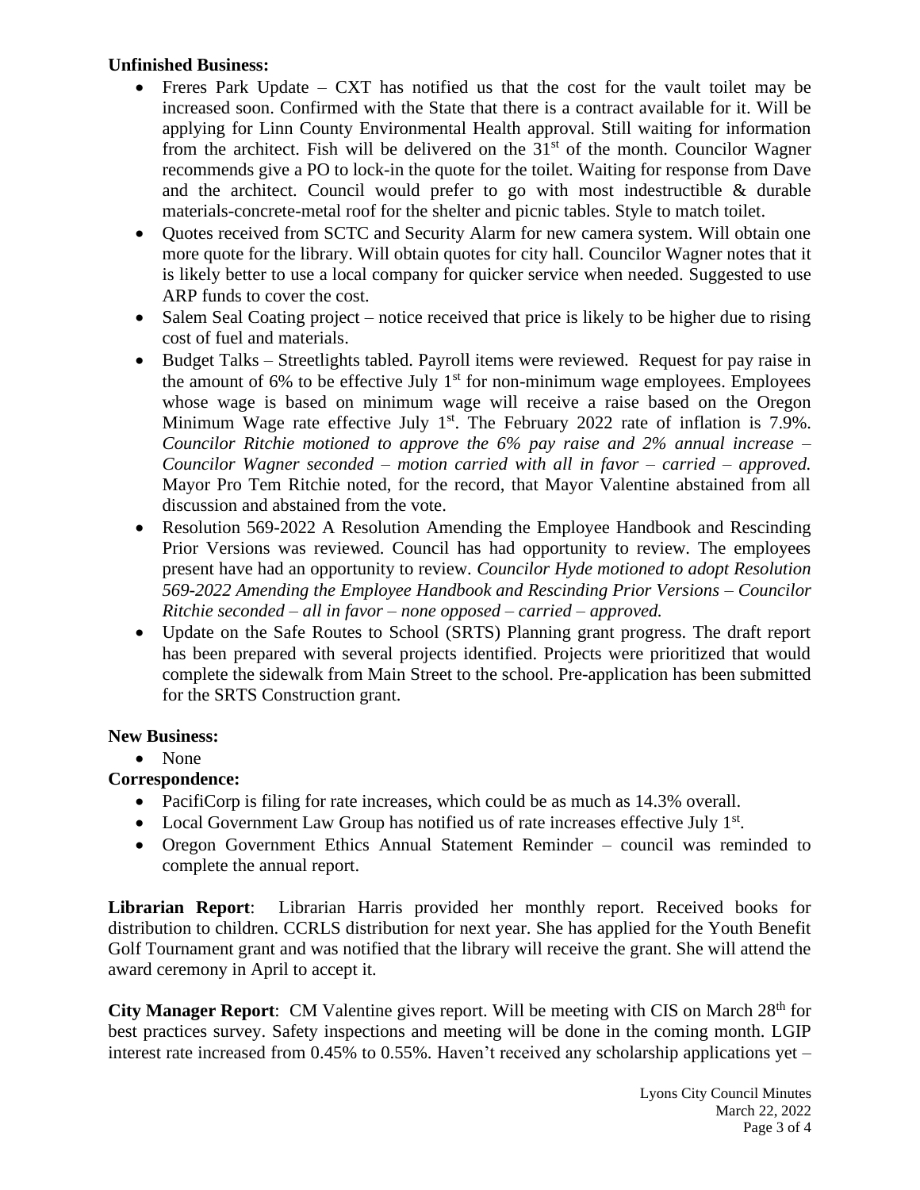**Unfinished Business:**

- Freres Park Update – CXT has notified us that the cost for the vault toilet may be increased soon. Confirmed with the State that there is a contract available for it. Will be applying for Linn County Environmental Health approval. Still waiting for information from the architect. Fish will be delivered on the 31st of the month. Councilor Wagner recommends give a PO to lock-in the quote for the toilet. Waiting for response from Dave and the architect. Council would prefer to go with most indestructible & durable materials-concrete-metal roof for the shelter and picnic tables. Style to match toilet.
- Quotes received from SCTC and Security Alarm for new camera system. Will obtain one more quote for the library. Will obtain quotes for city hall. Councilor Wagner notes that it is likely better to use a local company for quicker service when needed. Suggested to use ARP funds to cover the cost.
- Salem Seal Coating project – notice received that price is likely to be higher due to rising cost of fuel and materials.
- Budget Talks – Streetlights tabled. Payroll items were reviewed. Request for pay raise in the amount of 6% to be effective July 1st for non-minimum wage employees. Employees whose wage is based on minimum wage will receive a raise based on the Oregon Minimum Wage rate effective July 1st. The February 2022 rate of inflation is 7.9%. *Councilor Ritchie motioned to approve the 6% pay raise and 2% annual increase – Councilor Wagner seconded – motion carried with all in favor – carried – approved.* Mayor Pro Tem Ritchie noted, for the record, that Mayor Valentine abstained from all discussion and abstained from the vote.
- Resolution 569-2022 A Resolution Amending the Employee Handbook and Rescinding Prior Versions was reviewed. Council has had opportunity to review. The employees present have had an opportunity to review. *Councilor Hyde motioned to adopt Resolution 569-2022 Amending the Employee Handbook and Rescinding Prior Versions – Councilor Ritchie seconded – all in favor – none opposed – carried – approved.*
- Update on the Safe Routes to School (SRTS) Planning grant progress. The draft report has been prepared with several projects identified. Projects were prioritized that would complete the sidewalk from Main Street to the school. Pre-application has been submitted for the SRTS Construction grant.

**New Business:**

- None

**Correspondence:**

- PacifiCorp is filing for rate increases, which could be as much as 14.3% overall.
- Local Government Law Group has notified us of rate increases effective July 1st.
- Oregon Government Ethics Annual Statement Reminder – council was reminded to complete the annual report.

**Librarian Report**: Librarian Harris provided her monthly report. Received books for distribution to children. CCRLS distribution for next year. She has applied for the Youth Benefit Golf Tournament grant and was notified that the library will receive the grant. She will attend the award ceremony in April to accept it.

**City Manager Report**: CM Valentine gives report. Will be meeting with CIS on March 28th for best practices survey. Safety inspections and meeting will be done in the coming month. LGIP interest rate increased from 0.45% to 0.55%. Haven't received any scholarship applications yet –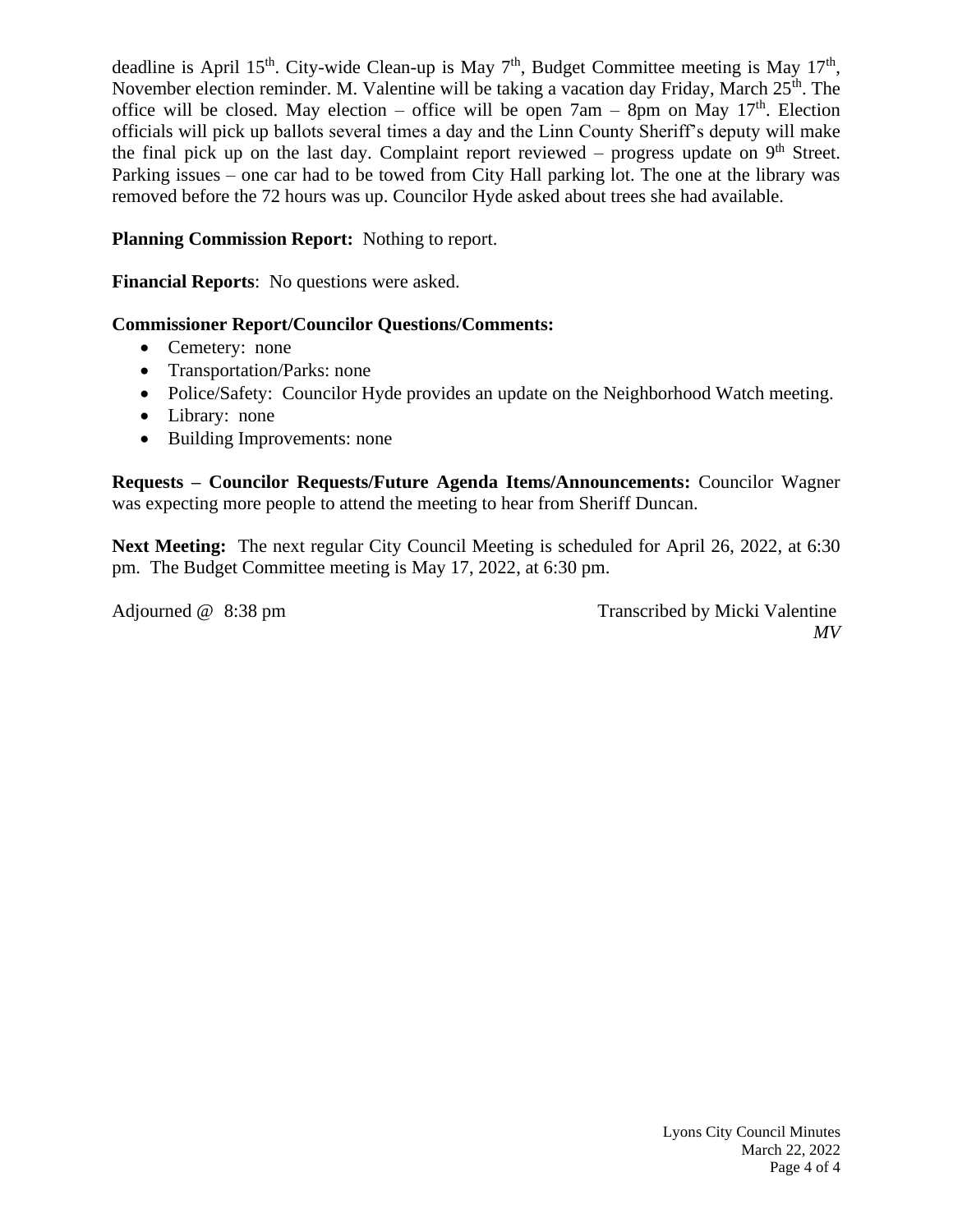deadline is April 15th. City-wide Clean-up is May 7th, Budget Committee meeting is May 17th, November election reminder. M. Valentine will be taking a vacation day Friday, March 25th. The office will be closed. May election – office will be open 7am – 8pm on May 17th. Election officials will pick up ballots several times a day and the Linn County Sheriff's deputy will make the final pick up on the last day. Complaint report reviewed – progress update on 9th Street. Parking issues – one car had to be towed from City Hall parking lot. The one at the library was removed before the 72 hours was up. Councilor Hyde asked about trees she had available.

**Planning Commission Report:** Nothing to report.

**Financial Reports**: No questions were asked.

**Commissioner Report/Councilor Questions/Comments:**

- Cemetery: none
- Transportation/Parks: none
- Police/Safety: Councilor Hyde provides an update on the Neighborhood Watch meeting.
- Library: none
- Building Improvements: none

**Requests – Councilor Requests/Future Agenda Items/Announcements:** Councilor Wagner was expecting more people to attend the meeting to hear from Sheriff Duncan.

**Next Meeting:** The next regular City Council Meeting is scheduled for April 26, 2022, at 6:30 pm. The Budget Committee meeting is May 17, 2022, at 6:30 pm.

Adjourned @ 8:38 pm

Transcribed by Micki Valentine
*MV*